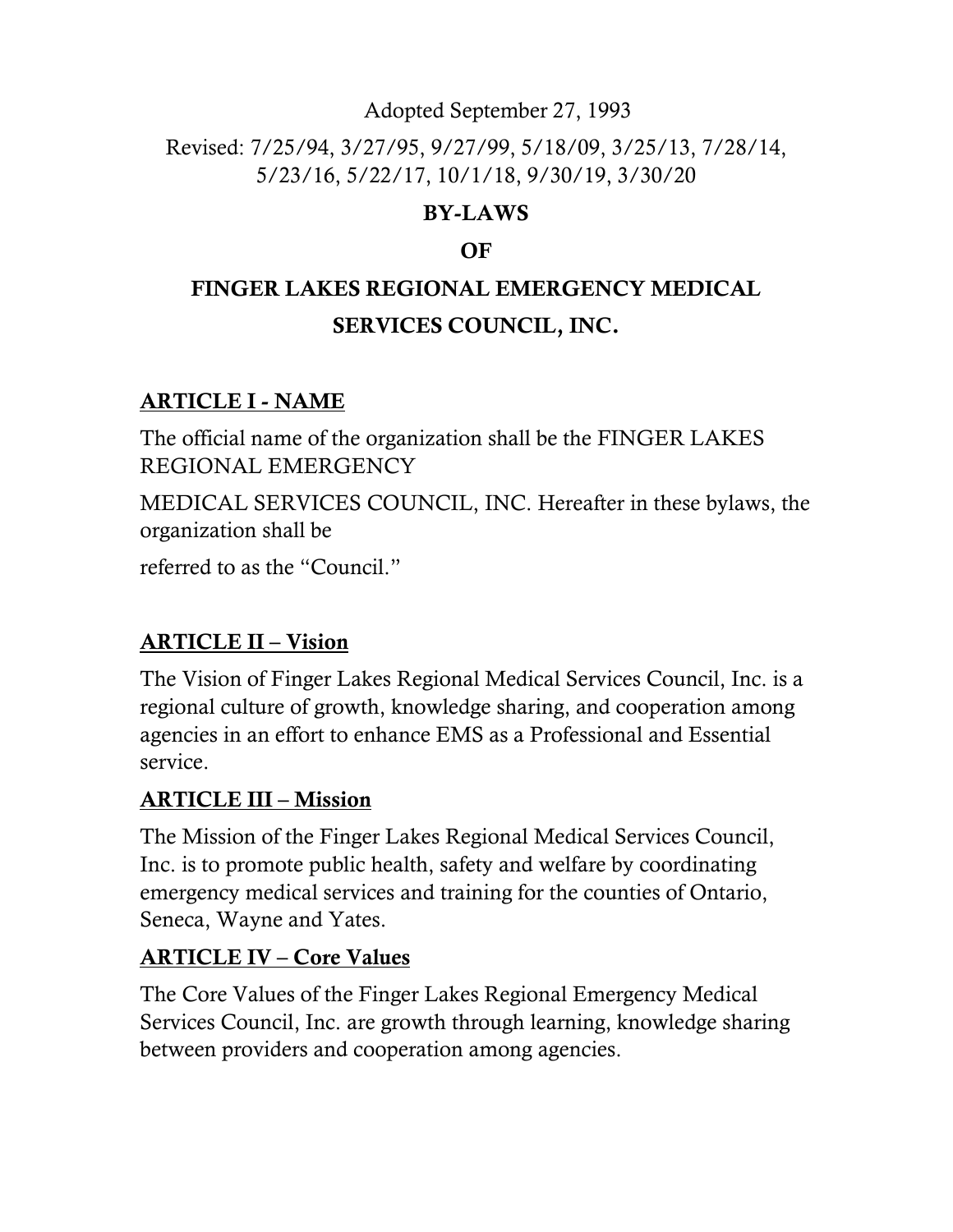Adopted September 27, 1993

Revised: 7/25/94, 3/27/95, 9/27/99, 5/18/09, 3/25/13, 7/28/14, 5/23/16, 5/22/17, 10/1/18, 9/30/19, 3/30/20

# BY-LAWS

# OF

# FINGER LAKES REGIONAL EMERGENCY MEDICAL SERVICES COUNCIL, INC.

## ARTICLE I - NAME

The official name of the organization shall be the FINGER LAKES REGIONAL EMERGENCY MEDICAL SERVICES COUNCIL, INC. Hereafter in these bylaws, the organization shall be referred to as the "Council."

## ARTICLE II – Vision

The Vision of Finger Lakes Regional Medical Services Council, Inc. is a regional culture of growth, knowledge sharing, and cooperation among agencies in an effort to enhance EMS as a Professional and Essential service.

## ARTICLE III – Mission

The Mission of the Finger Lakes Regional Medical Services Council, Inc. is to promote public health, safety and welfare by coordinating emergency medical services and training for the counties of Ontario, Seneca, Wayne and Yates.

## ARTICLE IV – Core Values

The Core Values of the Finger Lakes Regional Emergency Medical Services Council, Inc. are growth through learning, knowledge sharing between providers and cooperation among agencies.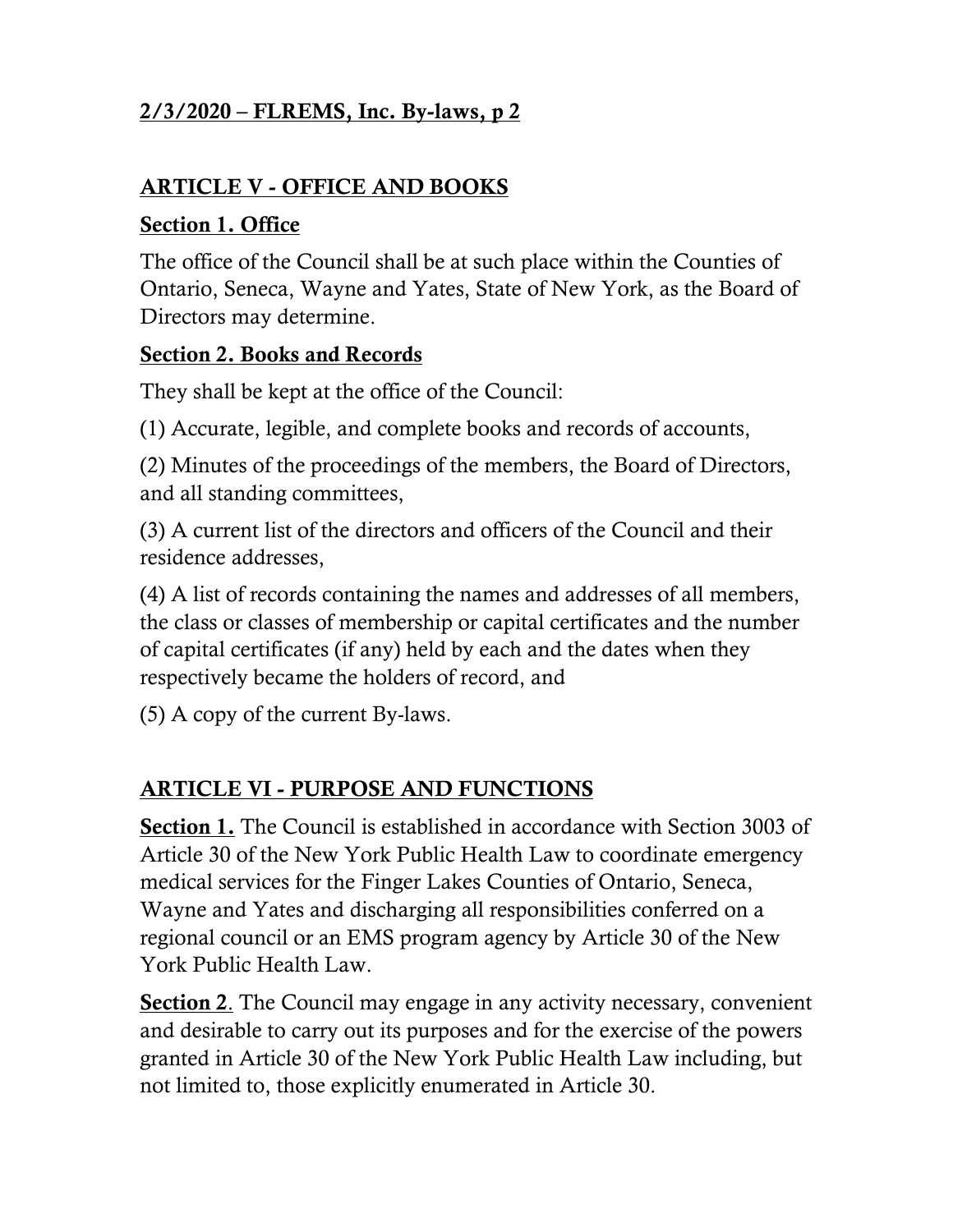## ARTICLE V - OFFICE AND BOOKS

### Section 1. Office

The office of the Council shall be at such place within the Counties of Ontario, Seneca, Wayne and Yates, State of New York, as the Board of Directors may determine.

### Section 2. Books and Records

They shall be kept at the office of the Council:

(1) Accurate, legible, and complete books and records of accounts,

(2) Minutes of the proceedings of the members, the Board of Directors, and all standing committees,

(3) A current list of the directors and officers of the Council and their residence addresses,

(4) A list of records containing the names and addresses of all members, the class or classes of membership or capital certificates and the number of capital certificates (if any) held by each and the dates when they respectively became the holders of record, and

(5) A copy of the current By-laws.

## ARTICLE VI - PURPOSE AND FUNCTIONS

**Section 1.** The Council is established in accordance with Section 3003 of Article 30 of the New York Public Health Law to coordinate emergency medical services for the Finger Lakes Counties of Ontario, Seneca, Wayne and Yates and discharging all responsibilities conferred on a regional council or an EMS program agency by Article 30 of the New York Public Health Law.

**Section 2**. The Council may engage in any activity necessary, convenient and desirable to carry out its purposes and for the exercise of the powers granted in Article 30 of the New York Public Health Law including, but not limited to, those explicitly enumerated in Article 30.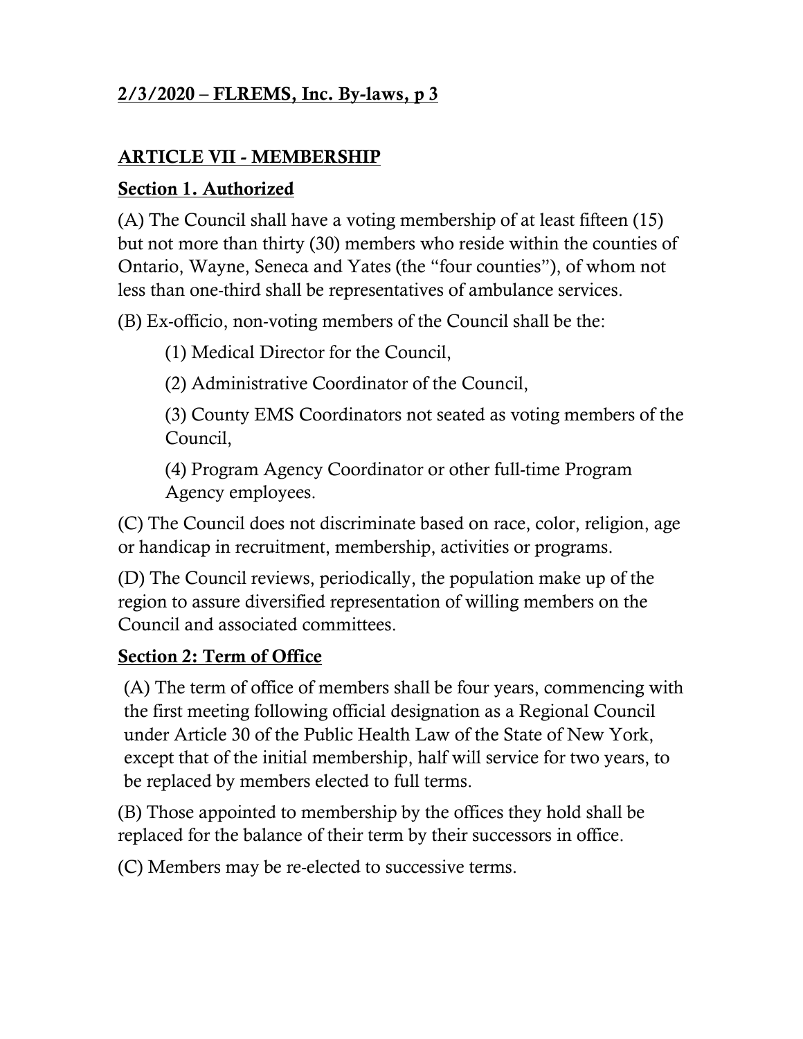## ARTICLE VII - MEMBERSHIP

### Section 1. Authorized

(A) The Council shall have a voting membership of at least fifteen (15) but not more than thirty (30) members who reside within the counties of Ontario, Wayne, Seneca and Yates (the "four counties"), of whom not less than one-third shall be representatives of ambulance services.

(B) Ex-officio, non-voting members of the Council shall be the:

(1) Medical Director for the Council,

(2) Administrative Coordinator of the Council,

(3) County EMS Coordinators not seated as voting members of the Council,

(4) Program Agency Coordinator or other full-time Program Agency employees.

(C) The Council does not discriminate based on race, color, religion, age or handicap in recruitment, membership, activities or programs.

(D) The Council reviews, periodically, the population make up of the region to assure diversified representation of willing members on the Council and associated committees.

### Section 2: Term of Office

(A) The term of office of members shall be four years, commencing with the first meeting following official designation as a Regional Council under Article 30 of the Public Health Law of the State of New York, except that of the initial membership, half will service for two years, to be replaced by members elected to full terms.

(B) Those appointed to membership by the offices they hold shall be replaced for the balance of their term by their successors in office.

(C) Members may be re-elected to successive terms.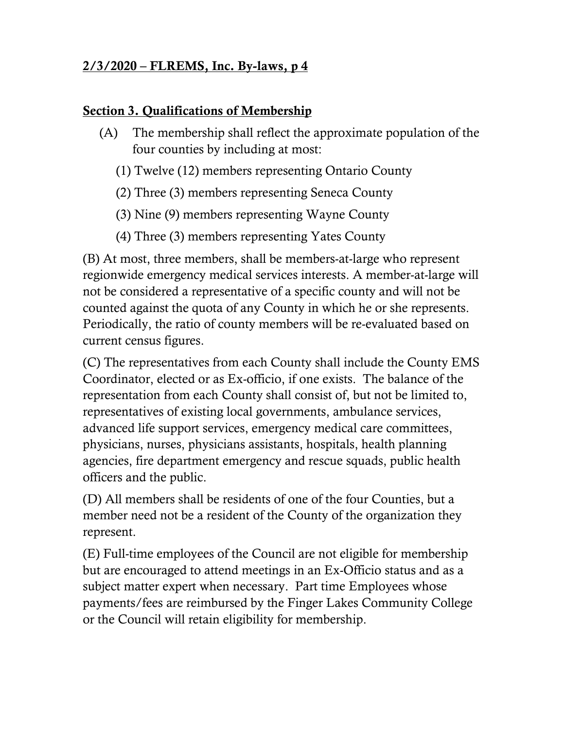## Section 3. Qualifications of Membership

(A) The membership shall reflect the approximate population of the four counties by including at most:

(1) Twelve (12) members representing Ontario County

(2) Three (3) members representing Seneca County

(3) Nine (9) members representing Wayne County

(4) Three (3) members representing Yates County

(B) At most, three members, shall be members-at-large who represent regionwide emergency medical services interests. A member-at-large will not be considered a representative of a specific county and will not be counted against the quota of any County in which he or she represents. Periodically, the ratio of county members will be re-evaluated based on current census figures.

(C) The representatives from each County shall include the County EMS Coordinator, elected or as Ex-officio, if one exists. The balance of the representation from each County shall consist of, but not be limited to, representatives of existing local governments, ambulance services, advanced life support services, emergency medical care committees, physicians, nurses, physicians assistants, hospitals, health planning agencies, fire department emergency and rescue squads, public health officers and the public.

(D) All members shall be residents of one of the four Counties, but a member need not be a resident of the County of the organization they represent.

(E) Full-time employees of the Council are not eligible for membership but are encouraged to attend meetings in an Ex-Officio status and as a subject matter expert when necessary. Part time Employees whose payments/fees are reimbursed by the Finger Lakes Community College or the Council will retain eligibility for membership.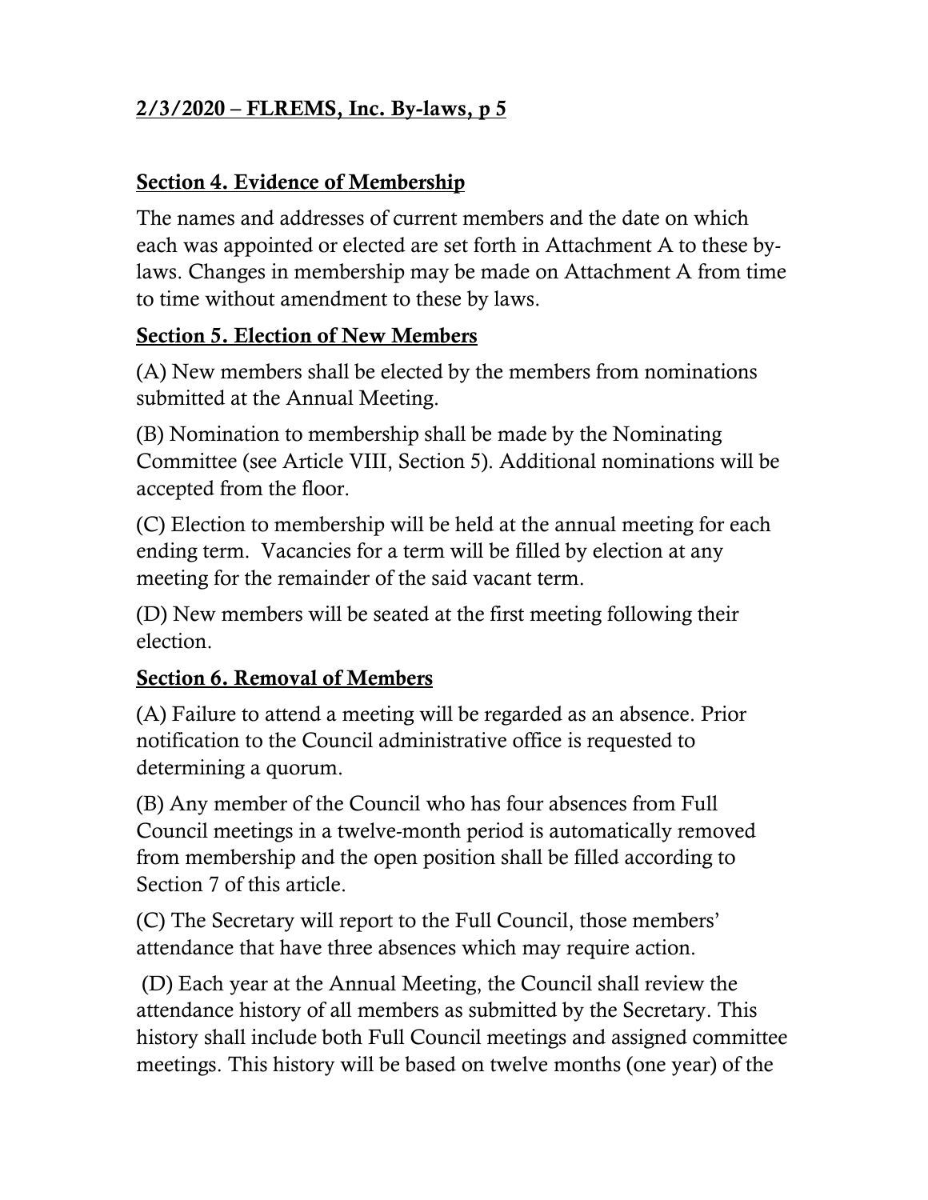## Section 4. Evidence of Membership

The names and addresses of current members and the date on which each was appointed or elected are set forth in Attachment A to these by-laws. Changes in membership may be made on Attachment A from time to time without amendment to these by laws.

## Section 5. Election of New Members

(A) New members shall be elected by the members from nominations submitted at the Annual Meeting.

(B) Nomination to membership shall be made by the Nominating Committee (see Article VIII, Section 5). Additional nominations will be accepted from the floor.

(C) Election to membership will be held at the annual meeting for each ending term. Vacancies for a term will be filled by election at any meeting for the remainder of the said vacant term.

(D) New members will be seated at the first meeting following their election.

## Section 6. Removal of Members

(A) Failure to attend a meeting will be regarded as an absence. Prior notification to the Council administrative office is requested to determining a quorum.

(B) Any member of the Council who has four absences from Full Council meetings in a twelve-month period is automatically removed from membership and the open position shall be filled according to Section 7 of this article.

(C) The Secretary will report to the Full Council, those members' attendance that have three absences which may require action.

(D) Each year at the Annual Meeting, the Council shall review the attendance history of all members as submitted by the Secretary. This history shall include both Full Council meetings and assigned committee meetings. This history will be based on twelve months (one year) of the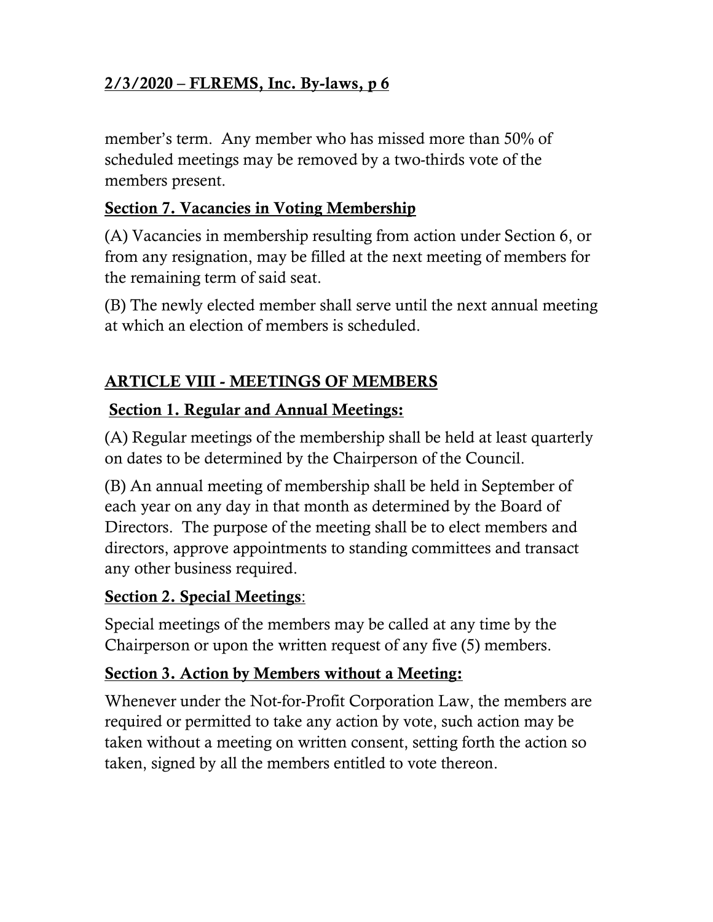member's term. Any member who has missed more than 50% of scheduled meetings may be removed by a two-thirds vote of the members present.

### Section 7. Vacancies in Voting Membership

(A) Vacancies in membership resulting from action under Section 6, or from any resignation, may be filled at the next meeting of members for the remaining term of said seat.

(B) The newly elected member shall serve until the next annual meeting at which an election of members is scheduled.

## ARTICLE VIII - MEETINGS OF MEMBERS

### Section 1. Regular and Annual Meetings:

(A) Regular meetings of the membership shall be held at least quarterly on dates to be determined by the Chairperson of the Council.

(B) An annual meeting of membership shall be held in September of each year on any day in that month as determined by the Board of Directors. The purpose of the meeting shall be to elect members and directors, approve appointments to standing committees and transact any other business required.

### Section 2. Special Meetings:

Special meetings of the members may be called at any time by the Chairperson or upon the written request of any five (5) members.

### Section 3. Action by Members without a Meeting:

Whenever under the Not-for-Profit Corporation Law, the members are required or permitted to take any action by vote, such action may be taken without a meeting on written consent, setting forth the action so taken, signed by all the members entitled to vote thereon.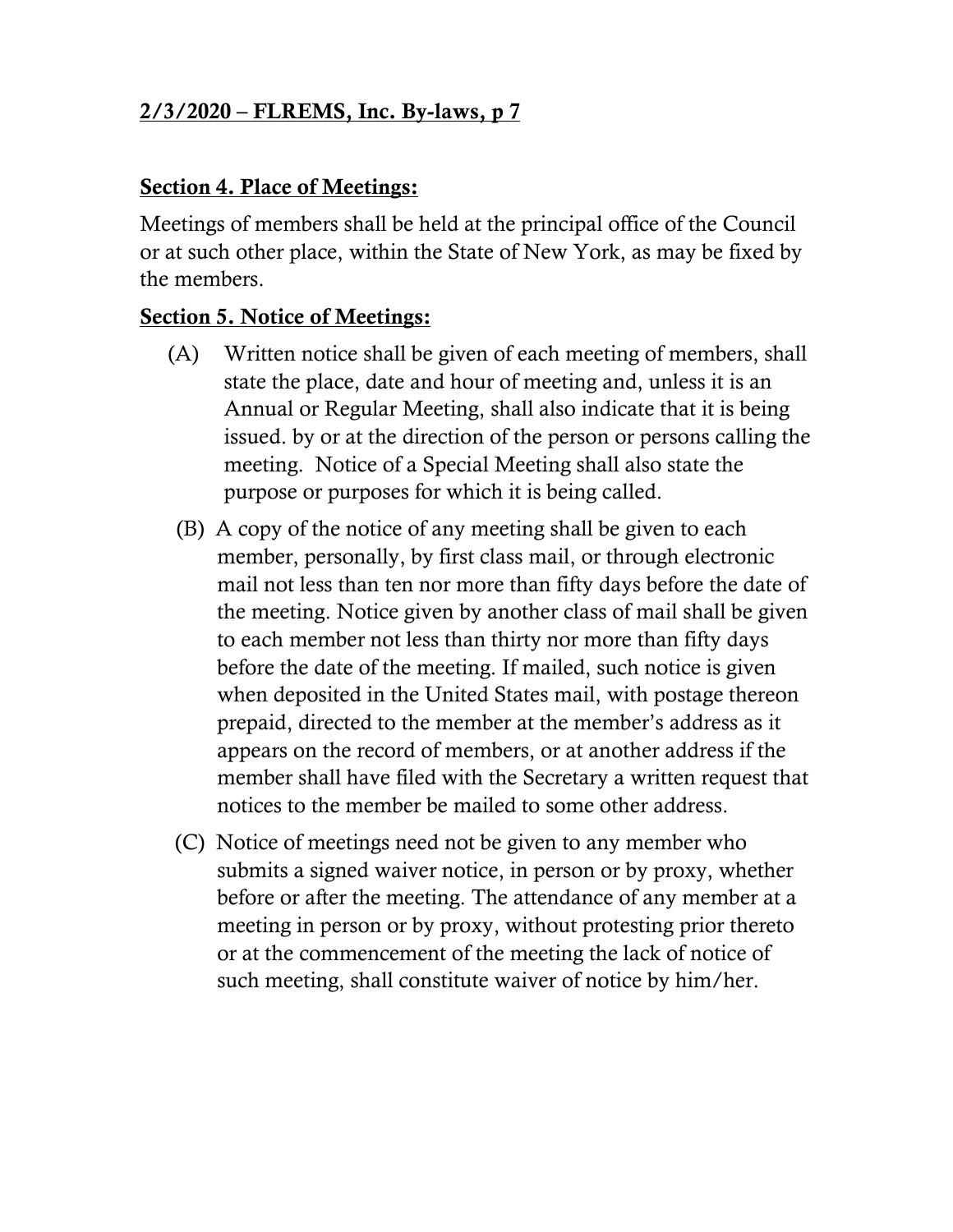### Section 4. Place of Meetings:

Meetings of members shall be held at the principal office of the Council or at such other place, within the State of New York, as may be fixed by the members.

### Section 5. Notice of Meetings:

(A) Written notice shall be given of each meeting of members, shall state the place, date and hour of meeting and, unless it is an Annual or Regular Meeting, shall also indicate that it is being issued. by or at the direction of the person or persons calling the meeting. Notice of a Special Meeting shall also state the purpose or purposes for which it is being called.

(B) A copy of the notice of any meeting shall be given to each member, personally, by first class mail, or through electronic mail not less than ten nor more than fifty days before the date of the meeting. Notice given by another class of mail shall be given to each member not less than thirty nor more than fifty days before the date of the meeting. If mailed, such notice is given when deposited in the United States mail, with postage thereon prepaid, directed to the member at the member's address as it appears on the record of members, or at another address if the member shall have filed with the Secretary a written request that notices to the member be mailed to some other address.

(C) Notice of meetings need not be given to any member who submits a signed waiver notice, in person or by proxy, whether before or after the meeting. The attendance of any member at a meeting in person or by proxy, without protesting prior thereto or at the commencement of the meeting the lack of notice of such meeting, shall constitute waiver of notice by him/her.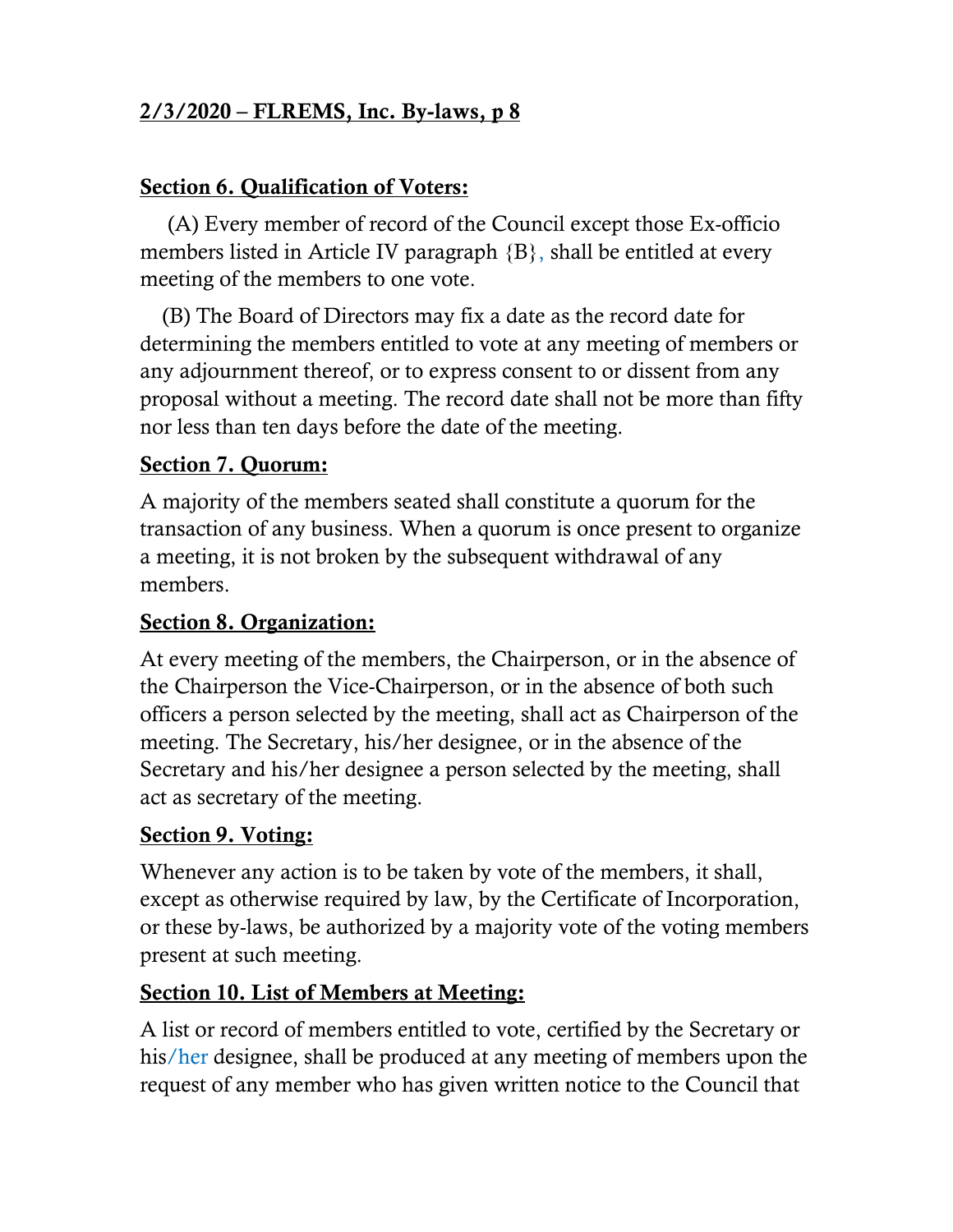## Section 6. Qualification of Voters:

(A) Every member of record of the Council except those Ex-officio members listed in Article IV paragraph {B}, shall be entitled at every meeting of the members to one vote.

(B) The Board of Directors may fix a date as the record date for determining the members entitled to vote at any meeting of members or any adjournment thereof, or to express consent to or dissent from any proposal without a meeting. The record date shall not be more than fifty nor less than ten days before the date of the meeting.

## Section 7. Quorum:

A majority of the members seated shall constitute a quorum for the transaction of any business. When a quorum is once present to organize a meeting, it is not broken by the subsequent withdrawal of any members.

## Section 8. Organization:

At every meeting of the members, the Chairperson, or in the absence of the Chairperson the Vice-Chairperson, or in the absence of both such officers a person selected by the meeting, shall act as Chairperson of the meeting. The Secretary, his/her designee, or in the absence of the Secretary and his/her designee a person selected by the meeting, shall act as secretary of the meeting.

## Section 9. Voting:

Whenever any action is to be taken by vote of the members, it shall, except as otherwise required by law, by the Certificate of Incorporation, or these by-laws, be authorized by a majority vote of the voting members present at such meeting.

## Section 10. List of Members at Meeting:

A list or record of members entitled to vote, certified by the Secretary or his/her designee, shall be produced at any meeting of members upon the request of any member who has given written notice to the Council that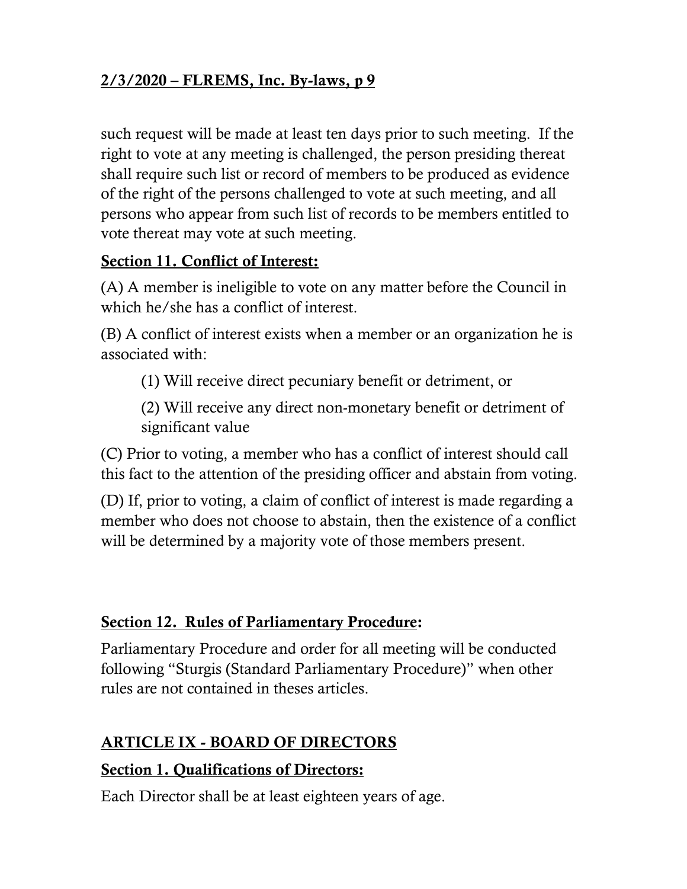such request will be made at least ten days prior to such meeting. If the right to vote at any meeting is challenged, the person presiding thereat shall require such list or record of members to be produced as evidence of the right of the persons challenged to vote at such meeting, and all persons who appear from such list of records to be members entitled to vote thereat may vote at such meeting.

### Section 11. Conflict of Interest:

(A) A member is ineligible to vote on any matter before the Council in which he/she has a conflict of interest.

(B) A conflict of interest exists when a member or an organization he is associated with:

(1) Will receive direct pecuniary benefit or detriment, or

(2) Will receive any direct non-monetary benefit or detriment of significant value

(C) Prior to voting, a member who has a conflict of interest should call this fact to the attention of the presiding officer and abstain from voting.

(D) If, prior to voting, a claim of conflict of interest is made regarding a member who does not choose to abstain, then the existence of a conflict will be determined by a majority vote of those members present.

### Section 12. Rules of Parliamentary Procedure:

Parliamentary Procedure and order for all meeting will be conducted following "Sturgis (Standard Parliamentary Procedure)" when other rules are not contained in theses articles.

## ARTICLE IX - BOARD OF DIRECTORS

### Section 1. Qualifications of Directors:

Each Director shall be at least eighteen years of age.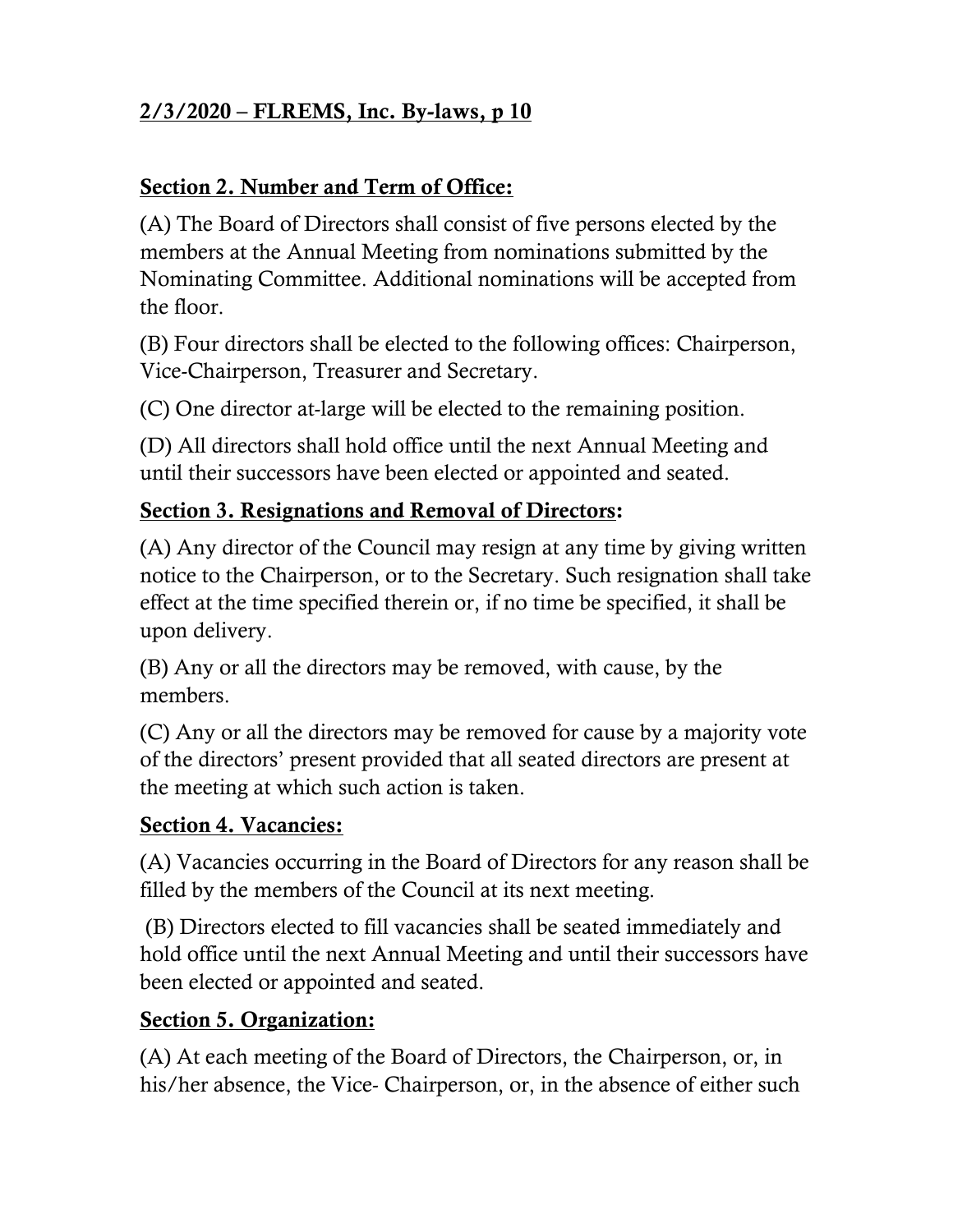## Section 2. Number and Term of Office:

(A) The Board of Directors shall consist of five persons elected by the members at the Annual Meeting from nominations submitted by the Nominating Committee. Additional nominations will be accepted from the floor.

(B) Four directors shall be elected to the following offices: Chairperson, Vice-Chairperson, Treasurer and Secretary.

(C) One director at-large will be elected to the remaining position.

(D) All directors shall hold office until the next Annual Meeting and until their successors have been elected or appointed and seated.

## Section 3. Resignations and Removal of Directors:

(A) Any director of the Council may resign at any time by giving written notice to the Chairperson, or to the Secretary. Such resignation shall take effect at the time specified therein or, if no time be specified, it shall be upon delivery.

(B) Any or all the directors may be removed, with cause, by the members.

(C) Any or all the directors may be removed for cause by a majority vote of the directors' present provided that all seated directors are present at the meeting at which such action is taken.

## Section 4. Vacancies:

(A) Vacancies occurring in the Board of Directors for any reason shall be filled by the members of the Council at its next meeting.

(B) Directors elected to fill vacancies shall be seated immediately and hold office until the next Annual Meeting and until their successors have been elected or appointed and seated.

## Section 5. Organization:

(A) At each meeting of the Board of Directors, the Chairperson, or, in his/her absence, the Vice- Chairperson, or, in the absence of either such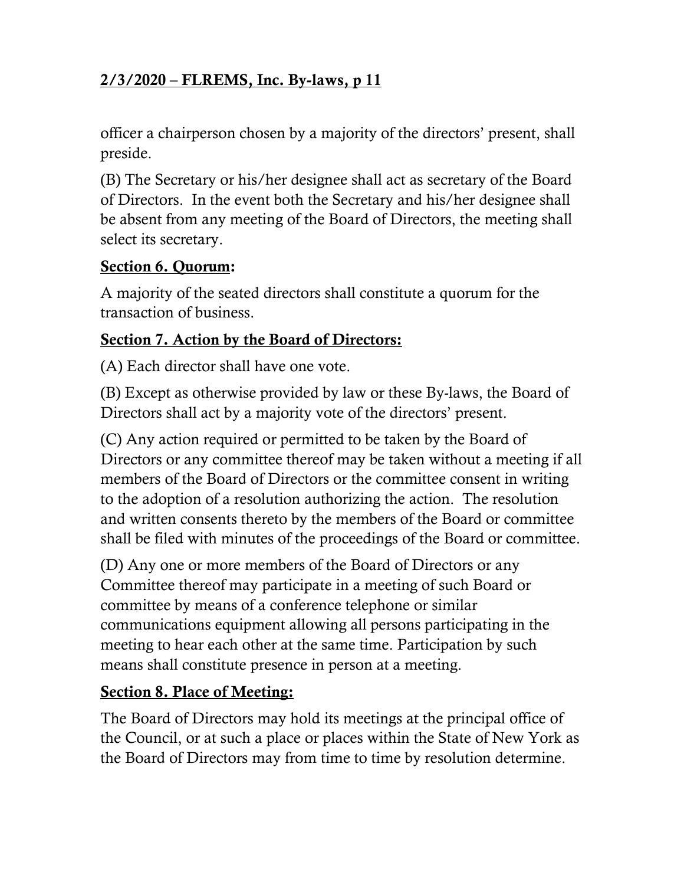officer a chairperson chosen by a majority of the directors' present, shall preside.

(B) The Secretary or his/her designee shall act as secretary of the Board of Directors. In the event both the Secretary and his/her designee shall be absent from any meeting of the Board of Directors, the meeting shall select its secretary.

**Section 6. Quorum:**

A majority of the seated directors shall constitute a quorum for the transaction of business.

**Section 7. Action by the Board of Directors:**

(A) Each director shall have one vote.

(B) Except as otherwise provided by law or these By-laws, the Board of Directors shall act by a majority vote of the directors' present.

(C) Any action required or permitted to be taken by the Board of Directors or any committee thereof may be taken without a meeting if all members of the Board of Directors or the committee consent in writing to the adoption of a resolution authorizing the action. The resolution and written consents thereto by the members of the Board or committee shall be filed with minutes of the proceedings of the Board or committee.

(D) Any one or more members of the Board of Directors or any Committee thereof may participate in a meeting of such Board or committee by means of a conference telephone or similar communications equipment allowing all persons participating in the meeting to hear each other at the same time. Participation by such means shall constitute presence in person at a meeting.

**Section 8. Place of Meeting:**

The Board of Directors may hold its meetings at the principal office of the Council, or at such a place or places within the State of New York as the Board of Directors may from time to time by resolution determine.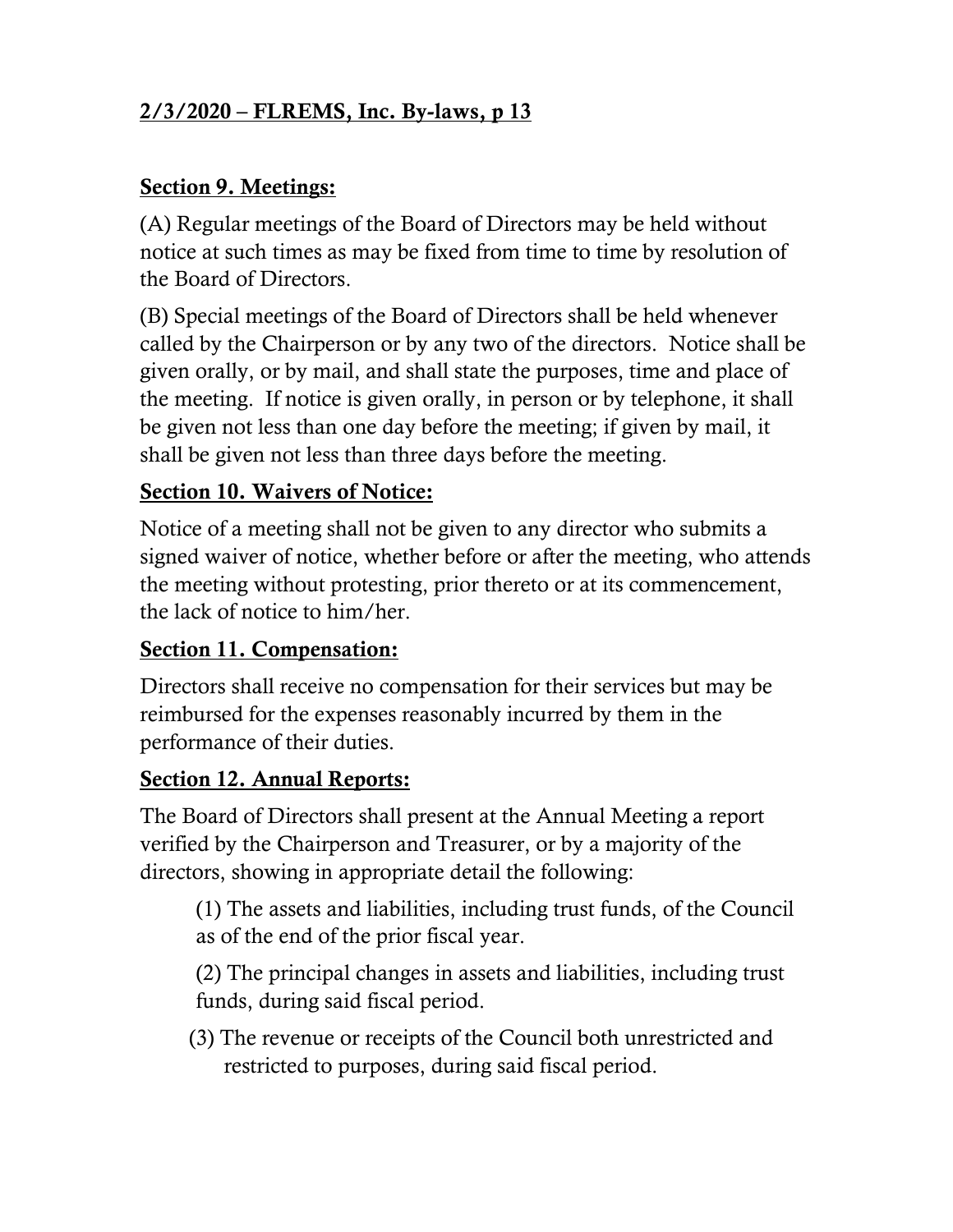## Section 9. Meetings:

(A) Regular meetings of the Board of Directors may be held without notice at such times as may be fixed from time to time by resolution of the Board of Directors.

(B) Special meetings of the Board of Directors shall be held whenever called by the Chairperson or by any two of the directors. Notice shall be given orally, or by mail, and shall state the purposes, time and place of the meeting. If notice is given orally, in person or by telephone, it shall be given not less than one day before the meeting; if given by mail, it shall be given not less than three days before the meeting.

## Section 10. Waivers of Notice:

Notice of a meeting shall not be given to any director who submits a signed waiver of notice, whether before or after the meeting, who attends the meeting without protesting, prior thereto or at its commencement, the lack of notice to him/her.

## Section 11. Compensation:

Directors shall receive no compensation for their services but may be reimbursed for the expenses reasonably incurred by them in the performance of their duties.

## Section 12. Annual Reports:

The Board of Directors shall present at the Annual Meeting a report verified by the Chairperson and Treasurer, or by a majority of the directors, showing in appropriate detail the following:

(1) The assets and liabilities, including trust funds, of the Council as of the end of the prior fiscal year.

(2) The principal changes in assets and liabilities, including trust funds, during said fiscal period.

(3) The revenue or receipts of the Council both unrestricted and restricted to purposes, during said fiscal period.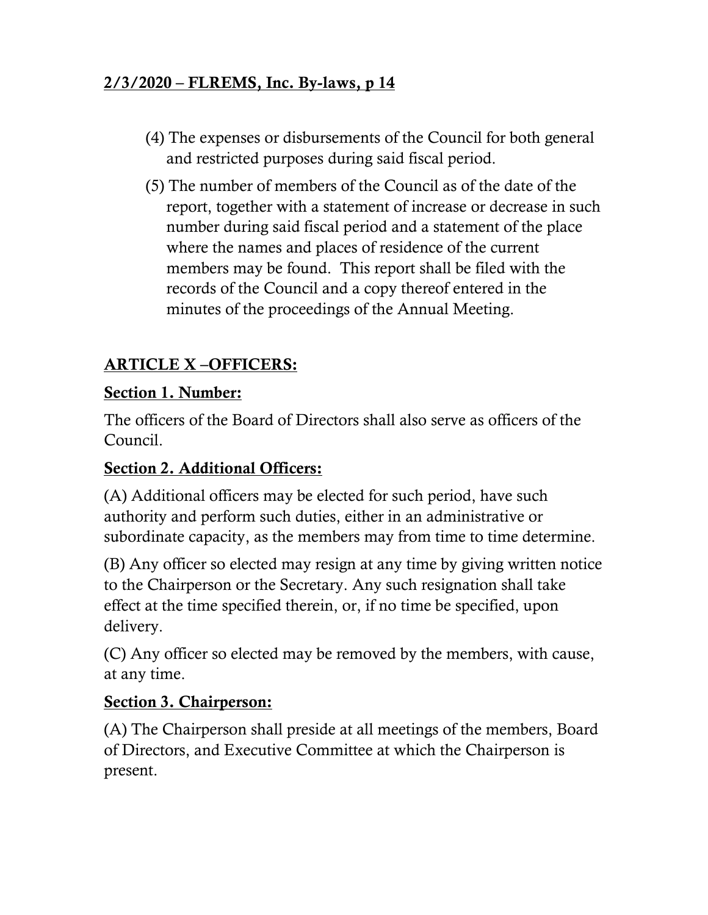(4) The expenses or disbursements of the Council for both general and restricted purposes during said fiscal period.

(5) The number of members of the Council as of the date of the report, together with a statement of increase or decrease in such number during said fiscal period and a statement of the place where the names and places of residence of the current members may be found. This report shall be filed with the records of the Council and a copy thereof entered in the minutes of the proceedings of the Annual Meeting.

## ARTICLE X –OFFICERS:

### Section 1. Number:

The officers of the Board of Directors shall also serve as officers of the Council.

### Section 2. Additional Officers:

(A) Additional officers may be elected for such period, have such authority and perform such duties, either in an administrative or subordinate capacity, as the members may from time to time determine.

(B) Any officer so elected may resign at any time by giving written notice to the Chairperson or the Secretary. Any such resignation shall take effect at the time specified therein, or, if no time be specified, upon delivery.

(C) Any officer so elected may be removed by the members, with cause, at any time.

### Section 3. Chairperson:

(A) The Chairperson shall preside at all meetings of the members, Board of Directors, and Executive Committee at which the Chairperson is present.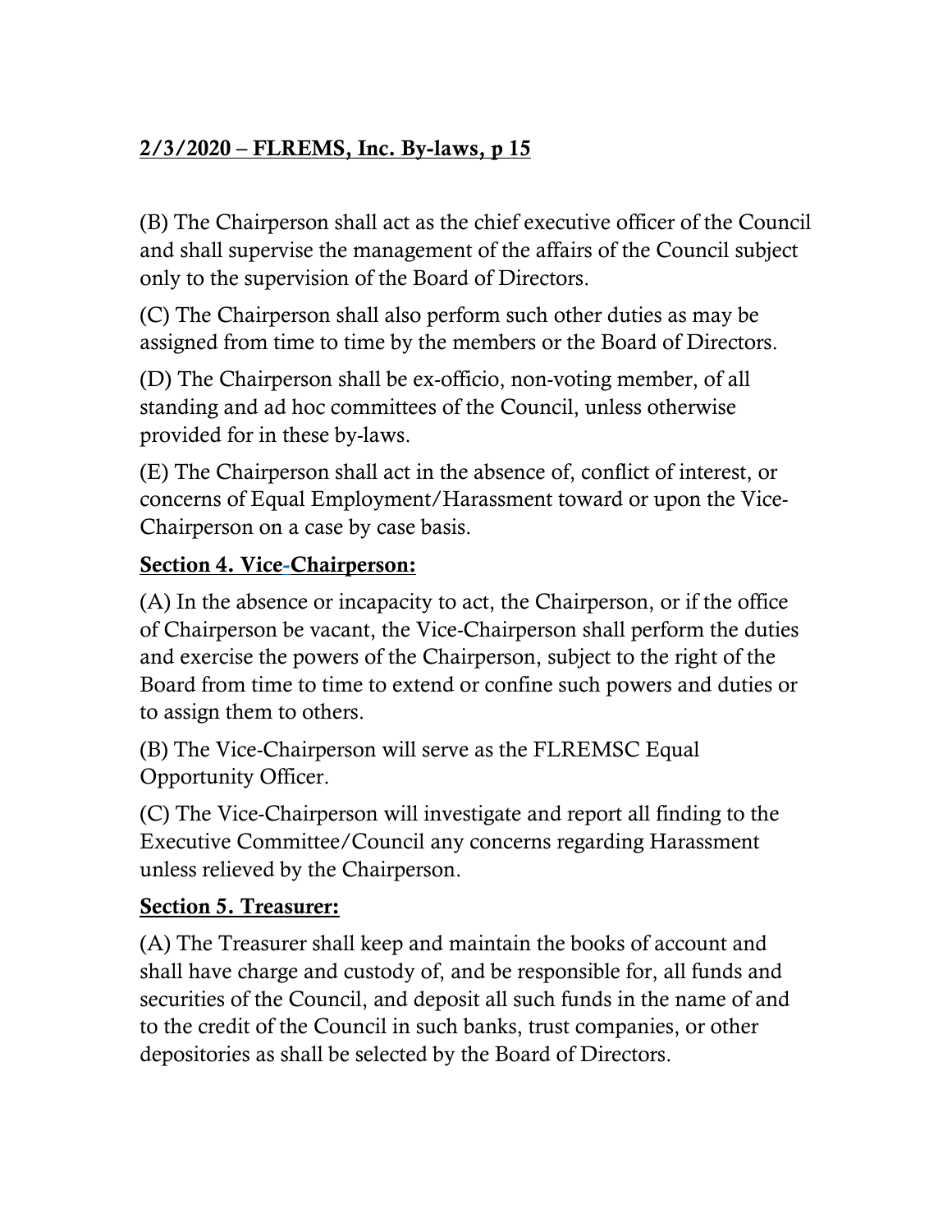(B) The Chairperson shall act as the chief executive officer of the Council and shall supervise the management of the affairs of the Council subject only to the supervision of the Board of Directors.

(C) The Chairperson shall also perform such other duties as may be assigned from time to time by the members or the Board of Directors.

(D) The Chairperson shall be ex-officio, non-voting member, of all standing and ad hoc committees of the Council, unless otherwise provided for in these by-laws.

(E) The Chairperson shall act in the absence of, conflict of interest, or concerns of Equal Employment/Harassment toward or upon the Vice-Chairperson on a case by case basis.

**Section 4. Vice-Chairperson:**

(A) In the absence or incapacity to act, the Chairperson, or if the office of Chairperson be vacant, the Vice-Chairperson shall perform the duties and exercise the powers of the Chairperson, subject to the right of the Board from time to time to extend or confine such powers and duties or to assign them to others.

(B) The Vice-Chairperson will serve as the FLREMSC Equal Opportunity Officer.

(C) The Vice-Chairperson will investigate and report all finding to the Executive Committee/Council any concerns regarding Harassment unless relieved by the Chairperson.

**Section 5. Treasurer:**

(A) The Treasurer shall keep and maintain the books of account and shall have charge and custody of, and be responsible for, all funds and securities of the Council, and deposit all such funds in the name of and to the credit of the Council in such banks, trust companies, or other depositories as shall be selected by the Board of Directors.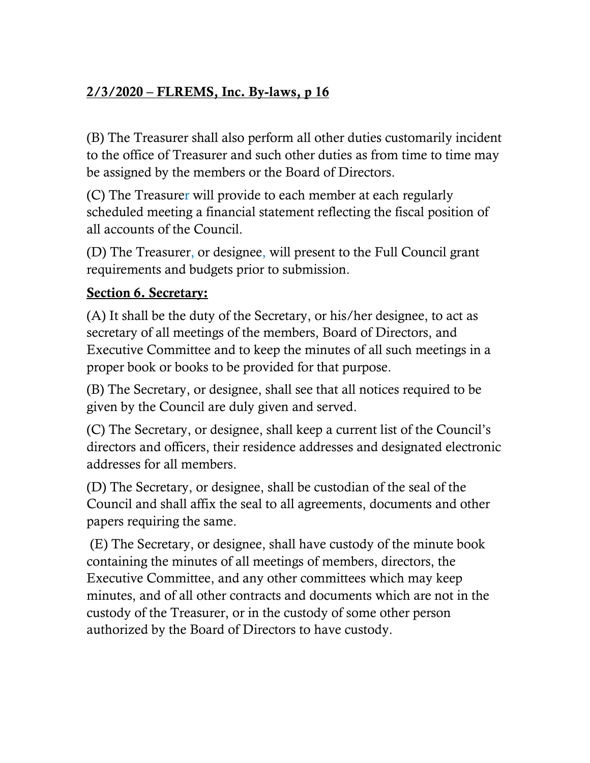(B) The Treasurer shall also perform all other duties customarily incident to the office of Treasurer and such other duties as from time to time may be assigned by the members or the Board of Directors.

(C) The Treasurer will provide to each member at each regularly scheduled meeting a financial statement reflecting the fiscal position of all accounts of the Council.

(D) The Treasurer, or designee, will present to the Full Council grant requirements and budgets prior to submission.

**Section 6. Secretary:**

(A) It shall be the duty of the Secretary, or his/her designee, to act as secretary of all meetings of the members, Board of Directors, and Executive Committee and to keep the minutes of all such meetings in a proper book or books to be provided for that purpose.

(B) The Secretary, or designee, shall see that all notices required to be given by the Council are duly given and served.

(C) The Secretary, or designee, shall keep a current list of the Council's directors and officers, their residence addresses and designated electronic addresses for all members.

(D) The Secretary, or designee, shall be custodian of the seal of the Council and shall affix the seal to all agreements, documents and other papers requiring the same.

(E) The Secretary, or designee, shall have custody of the minute book containing the minutes of all meetings of members, directors, the Executive Committee, and any other committees which may keep minutes, and of all other contracts and documents which are not in the custody of the Treasurer, or in the custody of some other person authorized by the Board of Directors to have custody.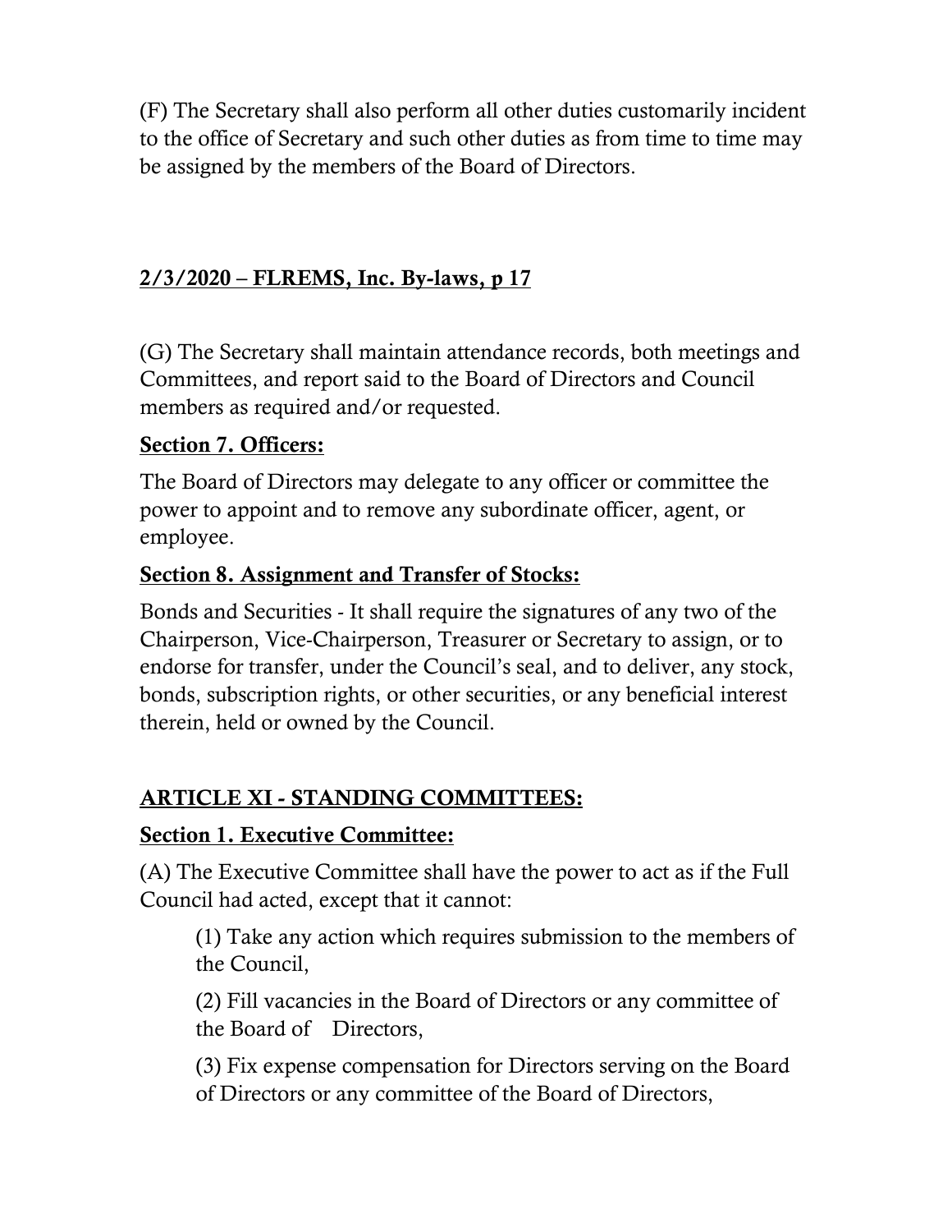(F) The Secretary shall also perform all other duties customarily incident to the office of Secretary and such other duties as from time to time may be assigned by the members of the Board of Directors.

(G) The Secretary shall maintain attendance records, both meetings and Committees, and report said to the Board of Directors and Council members as required and/or requested.

**Section 7. Officers:**

The Board of Directors may delegate to any officer or committee the power to appoint and to remove any subordinate officer, agent, or employee.

**Section 8. Assignment and Transfer of Stocks:**

Bonds and Securities - It shall require the signatures of any two of the Chairperson, Vice-Chairperson, Treasurer or Secretary to assign, or to endorse for transfer, under the Council's seal, and to deliver, any stock, bonds, subscription rights, or other securities, or any beneficial interest therein, held or owned by the Council.

## ARTICLE XI - STANDING COMMITTEES:

**Section 1. Executive Committee:**

(A) The Executive Committee shall have the power to act as if the Full Council had acted, except that it cannot:

(1) Take any action which requires submission to the members of the Council,

(2) Fill vacancies in the Board of Directors or any committee of the Board of Directors,

(3) Fix expense compensation for Directors serving on the Board of Directors or any committee of the Board of Directors,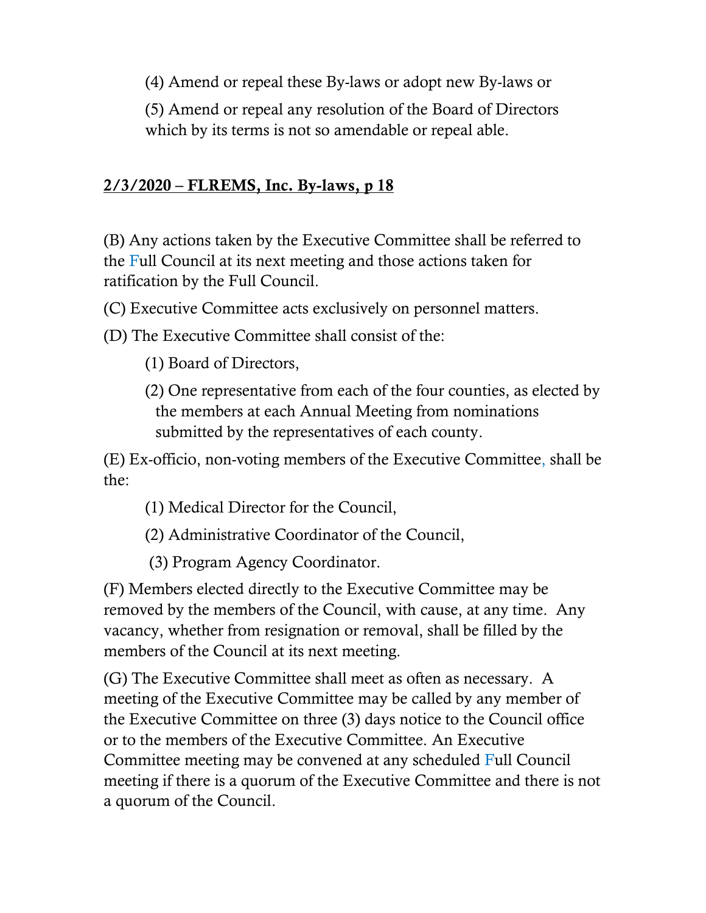(4) Amend or repeal these By-laws or adopt new By-laws or

(5) Amend or repeal any resolution of the Board of Directors which by its terms is not so amendable or repeal able.

**2/3/2020 – FLREMS, Inc. By-laws, p 18**

(B) Any actions taken by the Executive Committee shall be referred to the Full Council at its next meeting and those actions taken for ratification by the Full Council.

(C) Executive Committee acts exclusively on personnel matters.

(D) The Executive Committee shall consist of the:

(1) Board of Directors,

(2) One representative from each of the four counties, as elected by the members at each Annual Meeting from nominations submitted by the representatives of each county.

(E) Ex-officio, non-voting members of the Executive Committee, shall be the:

(1) Medical Director for the Council,

(2) Administrative Coordinator of the Council,

(3) Program Agency Coordinator.

(F) Members elected directly to the Executive Committee may be removed by the members of the Council, with cause, at any time. Any vacancy, whether from resignation or removal, shall be filled by the members of the Council at its next meeting.

(G) The Executive Committee shall meet as often as necessary. A meeting of the Executive Committee may be called by any member of the Executive Committee on three (3) days notice to the Council office or to the members of the Executive Committee. An Executive Committee meeting may be convened at any scheduled Full Council meeting if there is a quorum of the Executive Committee and there is not a quorum of the Council.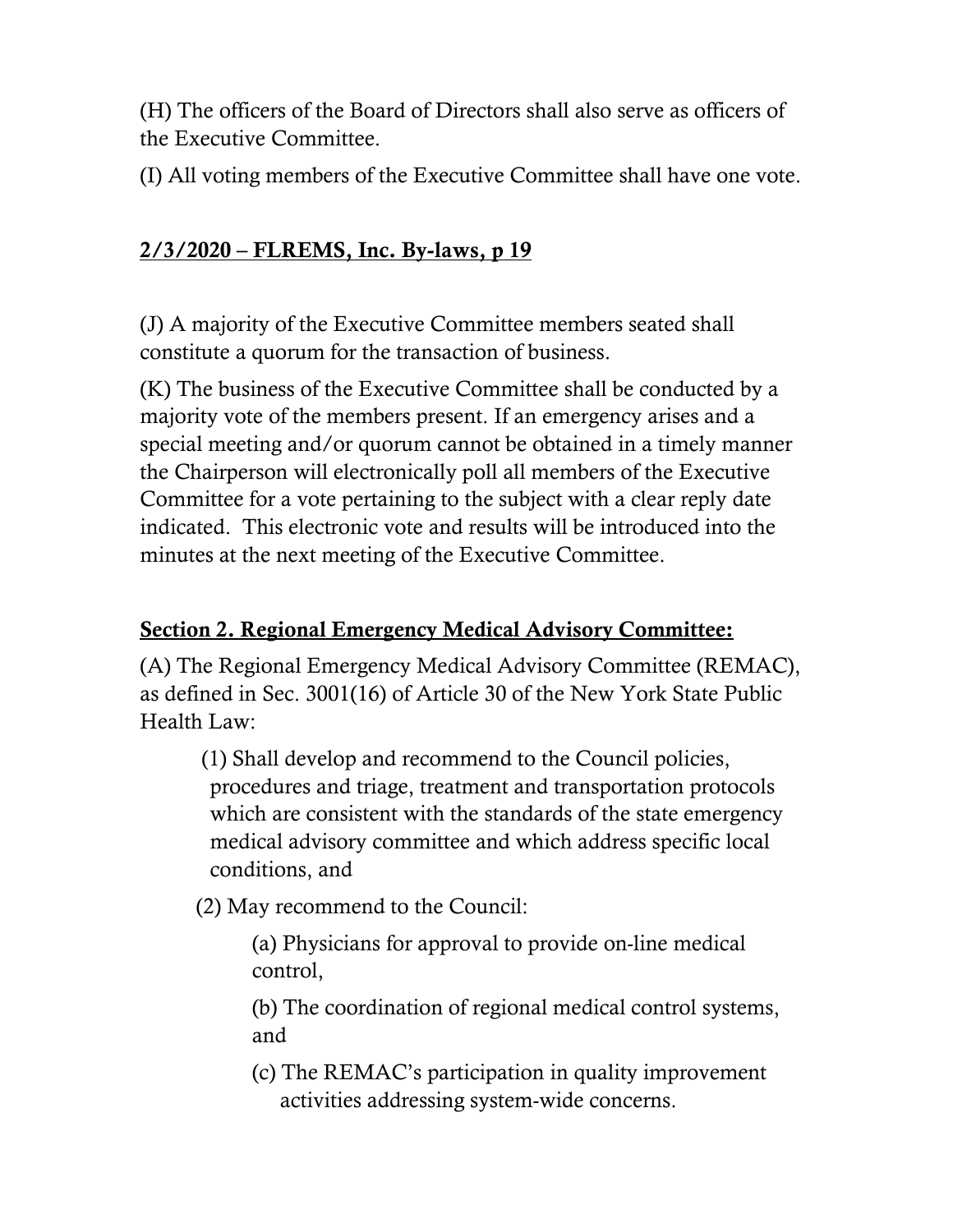(H) The officers of the Board of Directors shall also serve as officers of the Executive Committee.

(I) All voting members of the Executive Committee shall have one vote.

(J) A majority of the Executive Committee members seated shall constitute a quorum for the transaction of business.

(K) The business of the Executive Committee shall be conducted by a majority vote of the members present. If an emergency arises and a special meeting and/or quorum cannot be obtained in a timely manner the Chairperson will electronically poll all members of the Executive Committee for a vote pertaining to the subject with a clear reply date indicated. This electronic vote and results will be introduced into the minutes at the next meeting of the Executive Committee.

## Section 2. Regional Emergency Medical Advisory Committee:

(A) The Regional Emergency Medical Advisory Committee (REMAC), as defined in Sec. 3001(16) of Article 30 of the New York State Public Health Law:

- (1) Shall develop and recommend to the Council policies, procedures and triage, treatment and transportation protocols which are consistent with the standards of the state emergency medical advisory committee and which address specific local conditions, and
- (2) May recommend to the Council:
  - (a) Physicians for approval to provide on-line medical control,
  - (b) The coordination of regional medical control systems, and
  - (c) The REMAC's participation in quality improvement activities addressing system-wide concerns.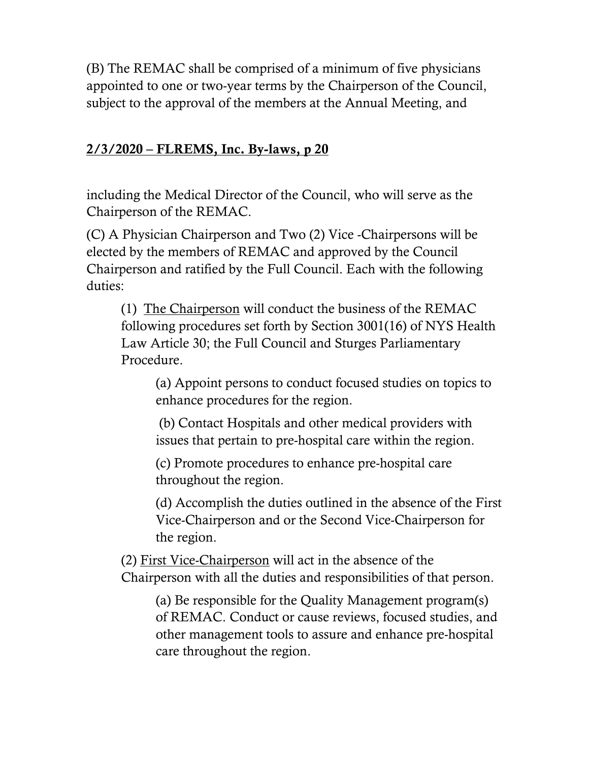(B) The REMAC shall be comprised of a minimum of five physicians appointed to one or two-year terms by the Chairperson of the Council, subject to the approval of the members at the Annual Meeting, and including the Medical Director of the Council, who will serve as the Chairperson of the REMAC.

(C) A Physician Chairperson and Two (2) Vice -Chairpersons will be elected by the members of REMAC and approved by the Council Chairperson and ratified by the Full Council. Each with the following duties:

> (1) <u>The Chairperson</u> will conduct the business of the REMAC following procedures set forth by Section 3001(16) of NYS Health Law Article 30; the Full Council and Sturges Parliamentary Procedure.
>
> > (a) Appoint persons to conduct focused studies on topics to enhance procedures for the region.
> >
> > (b) Contact Hospitals and other medical providers with issues that pertain to pre-hospital care within the region.
> >
> > (c) Promote procedures to enhance pre-hospital care throughout the region.
> >
> > (d) Accomplish the duties outlined in the absence of the First Vice-Chairperson and or the Second Vice-Chairperson for the region.
>
> (2) <u>First Vice-Chairperson</u> will act in the absence of the Chairperson with all the duties and responsibilities of that person.
>
> > (a) Be responsible for the Quality Management program(s) of REMAC. Conduct or cause reviews, focused studies, and other management tools to assure and enhance pre-hospital care throughout the region.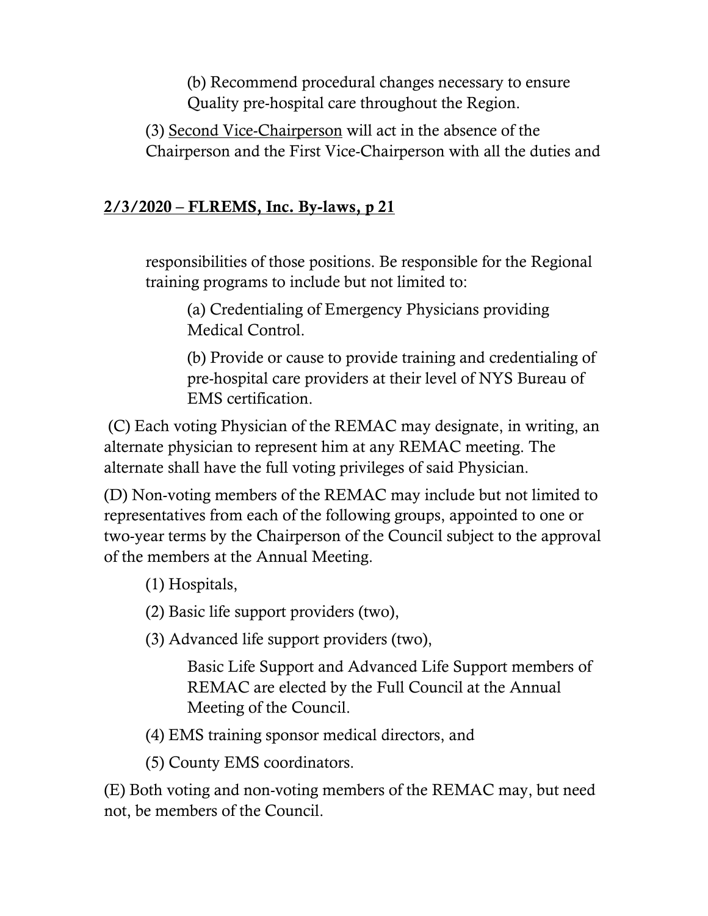(b) Recommend procedural changes necessary to ensure Quality pre-hospital care throughout the Region.

(3) <u>Second Vice-Chairperson</u> will act in the absence of the Chairperson and the First Vice-Chairperson with all the duties and responsibilities of those positions. Be responsible for the Regional training programs to include but not limited to:

(a) Credentialing of Emergency Physicians providing Medical Control.

(b) Provide or cause to provide training and credentialing of pre-hospital care providers at their level of NYS Bureau of EMS certification.

(C) Each voting Physician of the REMAC may designate, in writing, an alternate physician to represent him at any REMAC meeting. The alternate shall have the full voting privileges of said Physician.

(D) Non-voting members of the REMAC may include but not limited to representatives from each of the following groups, appointed to one or two-year terms by the Chairperson of the Council subject to the approval of the members at the Annual Meeting.

(1) Hospitals,

(2) Basic life support providers (two),

(3) Advanced life support providers (two),

Basic Life Support and Advanced Life Support members of REMAC are elected by the Full Council at the Annual Meeting of the Council.

(4) EMS training sponsor medical directors, and

(5) County EMS coordinators.

(E) Both voting and non-voting members of the REMAC may, but need not, be members of the Council.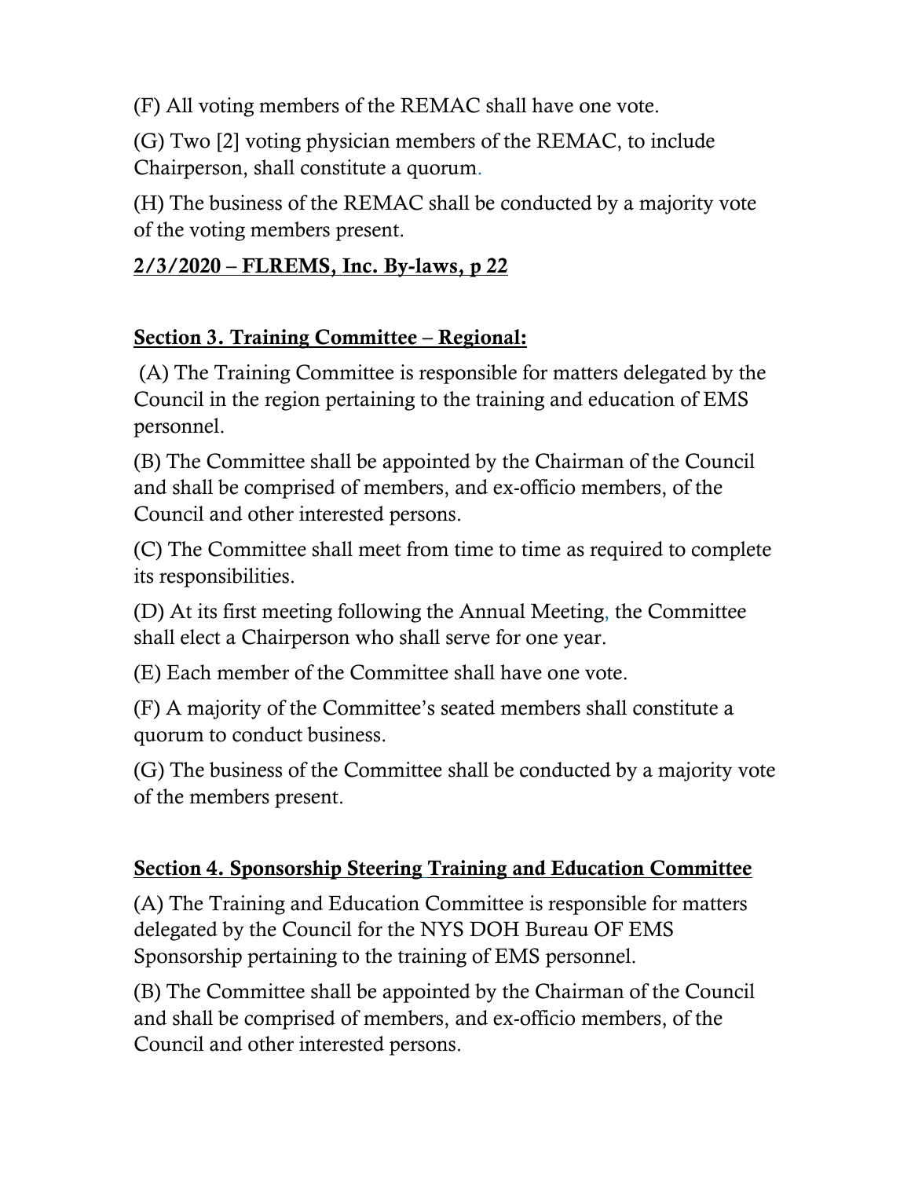(F) All voting members of the REMAC shall have one vote.

(G) Two [2] voting physician members of the REMAC, to include Chairperson, shall constitute a quorum.

(H) The business of the REMAC shall be conducted by a majority vote of the voting members present.

## Section 3. Training Committee – Regional:

(A) The Training Committee is responsible for matters delegated by the Council in the region pertaining to the training and education of EMS personnel.

(B) The Committee shall be appointed by the Chairman of the Council and shall be comprised of members, and ex-officio members, of the Council and other interested persons.

(C) The Committee shall meet from time to time as required to complete its responsibilities.

(D) At its first meeting following the Annual Meeting, the Committee shall elect a Chairperson who shall serve for one year.

(E) Each member of the Committee shall have one vote.

(F) A majority of the Committee's seated members shall constitute a quorum to conduct business.

(G) The business of the Committee shall be conducted by a majority vote of the members present.

## Section 4. Sponsorship Steering Training and Education Committee

(A) The Training and Education Committee is responsible for matters delegated by the Council for the NYS DOH Bureau OF EMS Sponsorship pertaining to the training of EMS personnel.

(B) The Committee shall be appointed by the Chairman of the Council and shall be comprised of members, and ex-officio members, of the Council and other interested persons.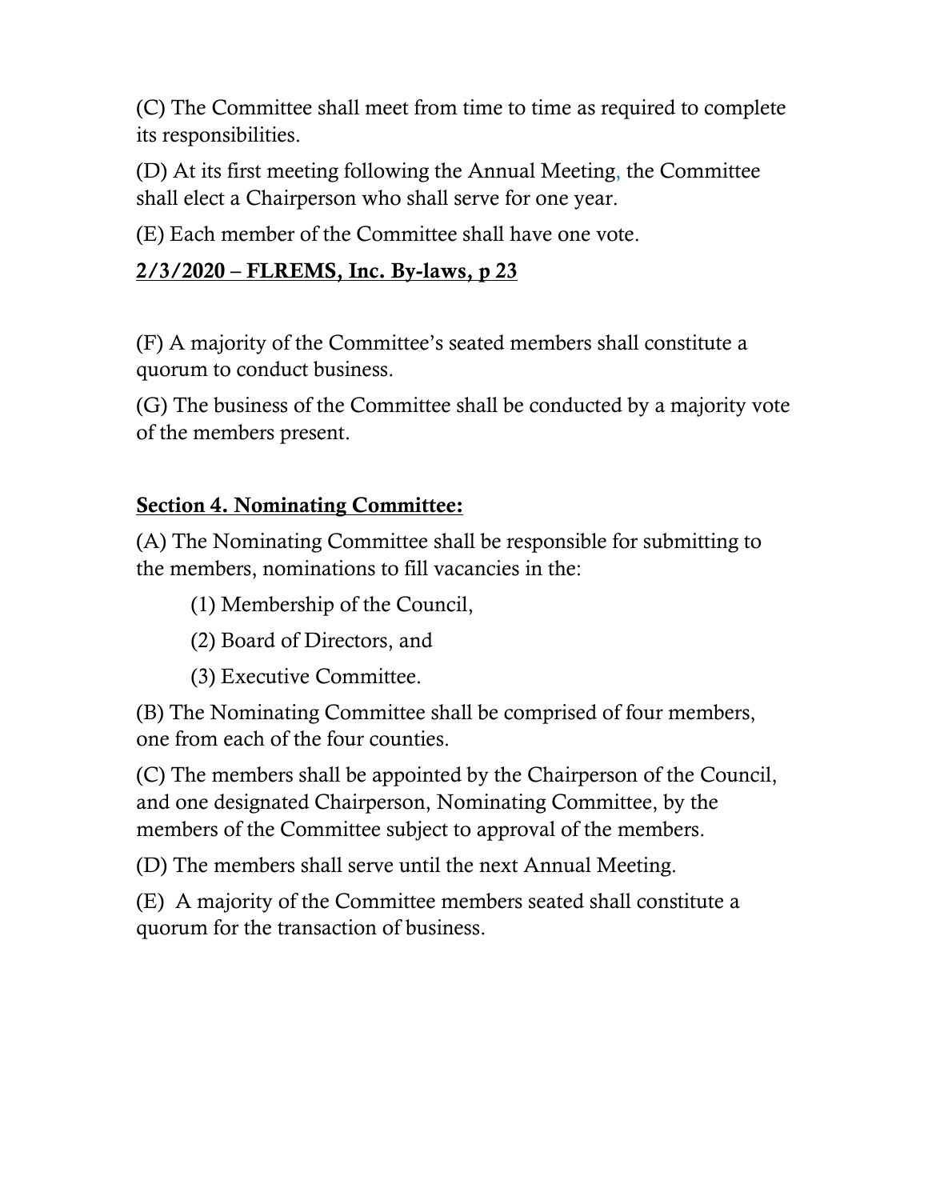(C) The Committee shall meet from time to time as required to complete its responsibilities.

(D) At its first meeting following the Annual Meeting, the Committee shall elect a Chairperson who shall serve for one year.

(E) Each member of the Committee shall have one vote.

(F) A majority of the Committee's seated members shall constitute a quorum to conduct business.

(G) The business of the Committee shall be conducted by a majority vote of the members present.

**Section 4. Nominating Committee:**

(A) The Nominating Committee shall be responsible for submitting to the members, nominations to fill vacancies in the:

(1) Membership of the Council,

(2) Board of Directors, and

(3) Executive Committee.

(B) The Nominating Committee shall be comprised of four members, one from each of the four counties.

(C) The members shall be appointed by the Chairperson of the Council, and one designated Chairperson, Nominating Committee, by the members of the Committee subject to approval of the members.

(D) The members shall serve until the next Annual Meeting.

(E) A majority of the Committee members seated shall constitute a quorum for the transaction of business.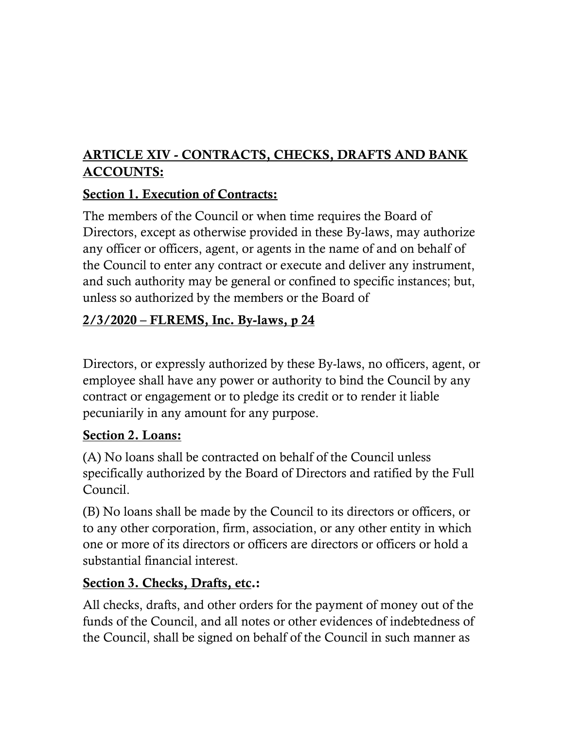## ARTICLE XIV - CONTRACTS, CHECKS, DRAFTS AND BANK ACCOUNTS:

### Section 1. Execution of Contracts:

The members of the Council or when time requires the Board of Directors, except as otherwise provided in these By-laws, may authorize any officer or officers, agent, or agents in the name of and on behalf of the Council to enter any contract or execute and deliver any instrument, and such authority may be general or confined to specific instances; but, unless so authorized by the members or the Board of Directors, or expressly authorized by these By-laws, no officers, agent, or employee shall have any power or authority to bind the Council by any contract or engagement or to pledge its credit or to render it liable pecuniarily in any amount for any purpose.

### Section 2. Loans:

(A) No loans shall be contracted on behalf of the Council unless specifically authorized by the Board of Directors and ratified by the Full Council.

(B) No loans shall be made by the Council to its directors or officers, or to any other corporation, firm, association, or any other entity in which one or more of its directors or officers are directors or officers or hold a substantial financial interest.

### Section 3. Checks, Drafts, etc.:

All checks, drafts, and other orders for the payment of money out of the funds of the Council, and all notes or other evidences of indebtedness of the Council, shall be signed on behalf of the Council in such manner as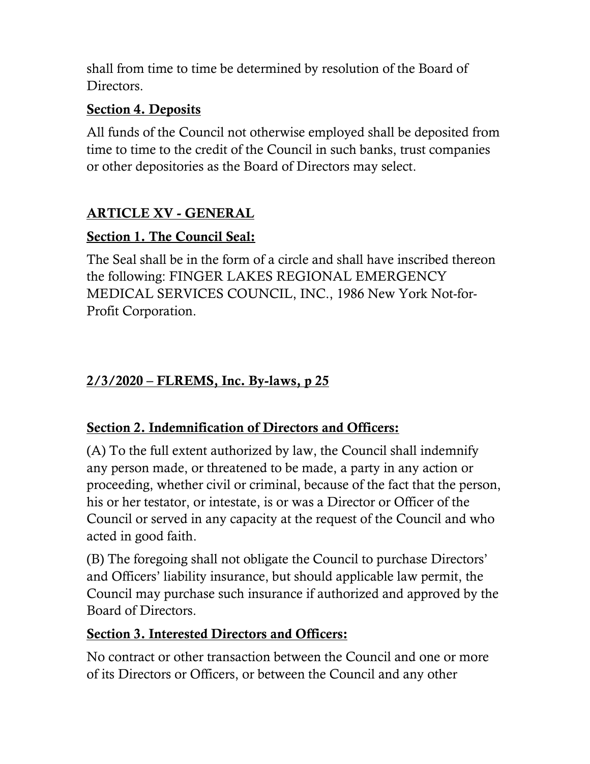shall from time to time be determined by resolution of the Board of Directors.

### Section 4. Deposits

All funds of the Council not otherwise employed shall be deposited from time to time to the credit of the Council in such banks, trust companies or other depositories as the Board of Directors may select.

## ARTICLE XV - GENERAL

### Section 1. The Council Seal:

The Seal shall be in the form of a circle and shall have inscribed thereon the following: FINGER LAKES REGIONAL EMERGENCY MEDICAL SERVICES COUNCIL, INC., 1986 New York Not-for-Profit Corporation.

### Section 2. Indemnification of Directors and Officers:

(A) To the full extent authorized by law, the Council shall indemnify any person made, or threatened to be made, a party in any action or proceeding, whether civil or criminal, because of the fact that the person, his or her testator, or intestate, is or was a Director or Officer of the Council or served in any capacity at the request of the Council and who acted in good faith.

(B) The foregoing shall not obligate the Council to purchase Directors' and Officers' liability insurance, but should applicable law permit, the Council may purchase such insurance if authorized and approved by the Board of Directors.

### Section 3. Interested Directors and Officers:

No contract or other transaction between the Council and one or more of its Directors or Officers, or between the Council and any other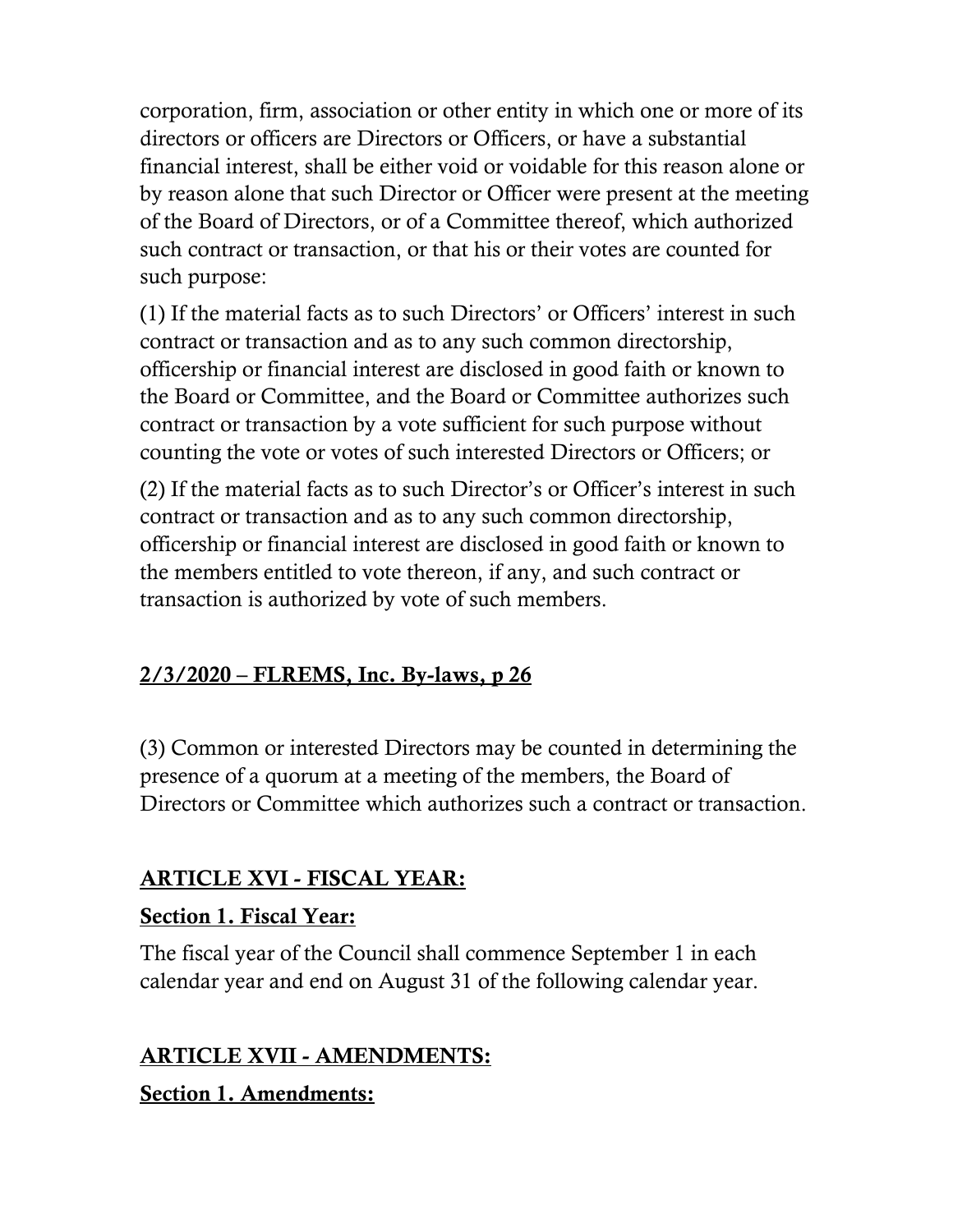corporation, firm, association or other entity in which one or more of its directors or officers are Directors or Officers, or have a substantial financial interest, shall be either void or voidable for this reason alone or by reason alone that such Director or Officer were present at the meeting of the Board of Directors, or of a Committee thereof, which authorized such contract or transaction, or that his or their votes are counted for such purpose:

(1) If the material facts as to such Directors' or Officers' interest in such contract or transaction and as to any such common directorship, officership or financial interest are disclosed in good faith or known to the Board or Committee, and the Board or Committee authorizes such contract or transaction by a vote sufficient for such purpose without counting the vote or votes of such interested Directors or Officers; or

(2) If the material facts as to such Director's or Officer's interest in such contract or transaction and as to any such common directorship, officership or financial interest are disclosed in good faith or known to the members entitled to vote thereon, if any, and such contract or transaction is authorized by vote of such members.

(3) Common or interested Directors may be counted in determining the presence of a quorum at a meeting of the members, the Board of Directors or Committee which authorizes such a contract or transaction.

## ARTICLE XVI - FISCAL YEAR:

### Section 1. Fiscal Year:

The fiscal year of the Council shall commence September 1 in each calendar year and end on August 31 of the following calendar year.

## ARTICLE XVII - AMENDMENTS:

### Section 1. Amendments: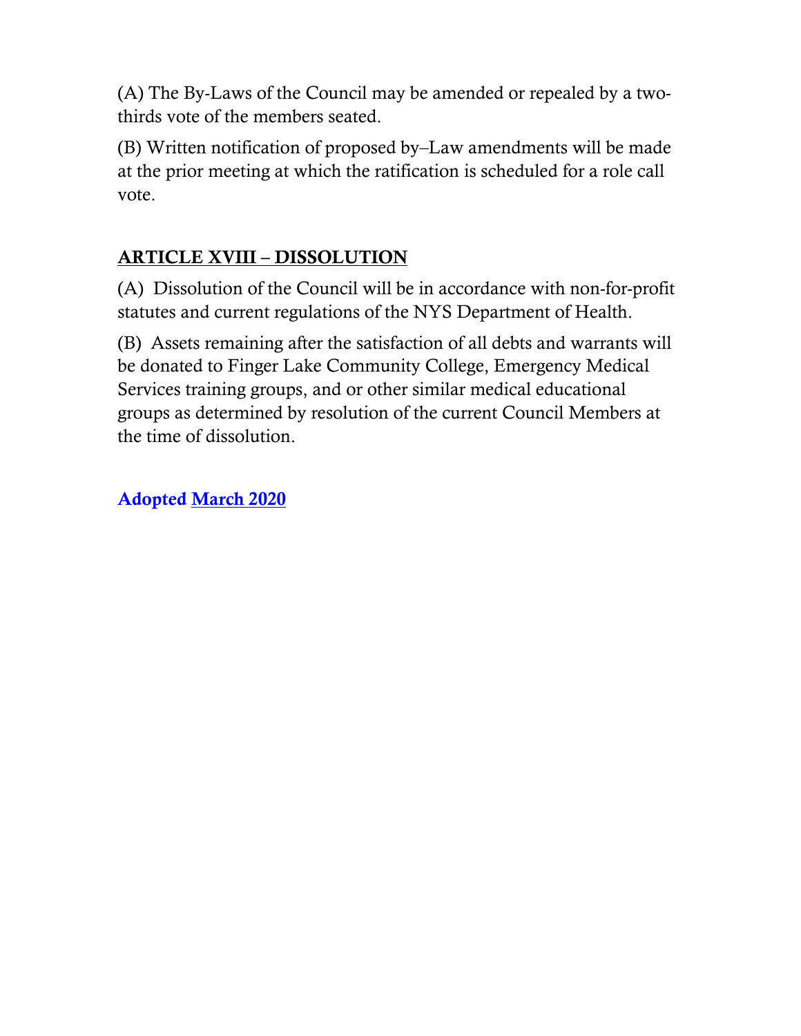(A) The By-Laws of the Council may be amended or repealed by a two-thirds vote of the members seated.

(B) Written notification of proposed by–Law amendments will be made at the prior meeting at which the ratification is scheduled for a role call vote.

## ARTICLE XVIII – DISSOLUTION

(A) Dissolution of the Council will be in accordance with non-for-profit statutes and current regulations of the NYS Department of Health.

(B) Assets remaining after the satisfaction of all debts and warrants will be donated to Finger Lake Community College, Emergency Medical Services training groups, and or other similar medical educational groups as determined by resolution of the current Council Members at the time of dissolution.

**Adopted March 2020**